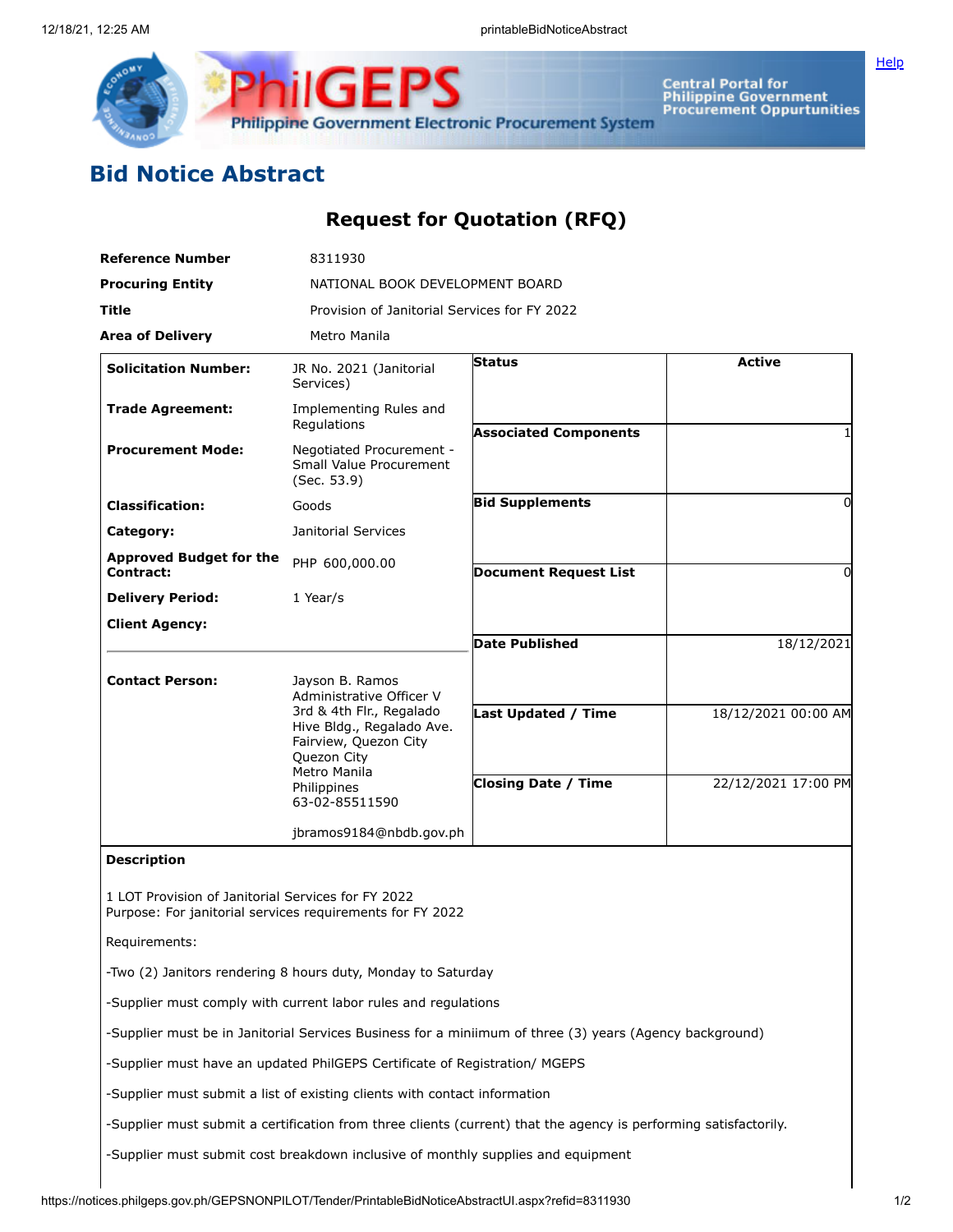# Bid Notice Abstract

## Request for Quotation (RFQ)

| | |
|---|---|
| **Reference Number** | 8311930 |
| **Procuring Entity** | NATIONAL BOOK DEVELOPMENT BOARD |
| **Title** | Provision of Janitorial Services for FY 2022 |
| **Area of Delivery** | Metro Manila |

| | | | |
|---|---|---|---|
| **Solicitation Number:** | JR No. 2021 (Janitorial Services) | **Status** | **Active** |
| **Trade Agreement:** | Implementing Rules and Regulations | **Associated Components** | 1 |
| **Procurement Mode:** | Negotiated Procurement - Small Value Procurement (Sec. 53.9) | **Bid Supplements** | 0 |
| **Classification:** | Goods | **Document Request List** | 0 |
| **Category:** | Janitorial Services | **Date Published** | 18/12/2021 |
| **Approved Budget for the Contract:** | PHP 600,000.00 | **Last Updated / Time** | 18/12/2021 00:00 AM |
| **Delivery Period:** | 1 Year/s | **Closing Date / Time** | 22/12/2021 17:00 PM |
| **Client Agency:** | | | |
| **Contact Person:** | Jayson B. Ramos<br>Administrative Officer V<br>3rd & 4th Flr., Regalado Hive Bldg., Regalado Ave. Fairview, Quezon City<br>Quezon City<br>Metro Manila<br>Philippines<br>63-02-85511590<br><br>jbramos9184@nbdb.gov.ph | | |

**Description**

1 LOT Provision of Janitorial Services for FY 2022
Purpose: For janitorial services requirements for FY 2022

Requirements:

-Two (2) Janitors rendering 8 hours duty, Monday to Saturday

-Supplier must comply with current labor rules and regulations

-Supplier must be in Janitorial Services Business for a miniimum of three (3) years (Agency background)

-Supplier must have an updated PhilGEPS Certificate of Registration/ MGEPS

-Supplier must submit a list of existing clients with contact information

-Supplier must submit a certification from three clients (current) that the agency is performing satisfactorily.

-Supplier must submit cost breakdown inclusive of monthly supplies and equipment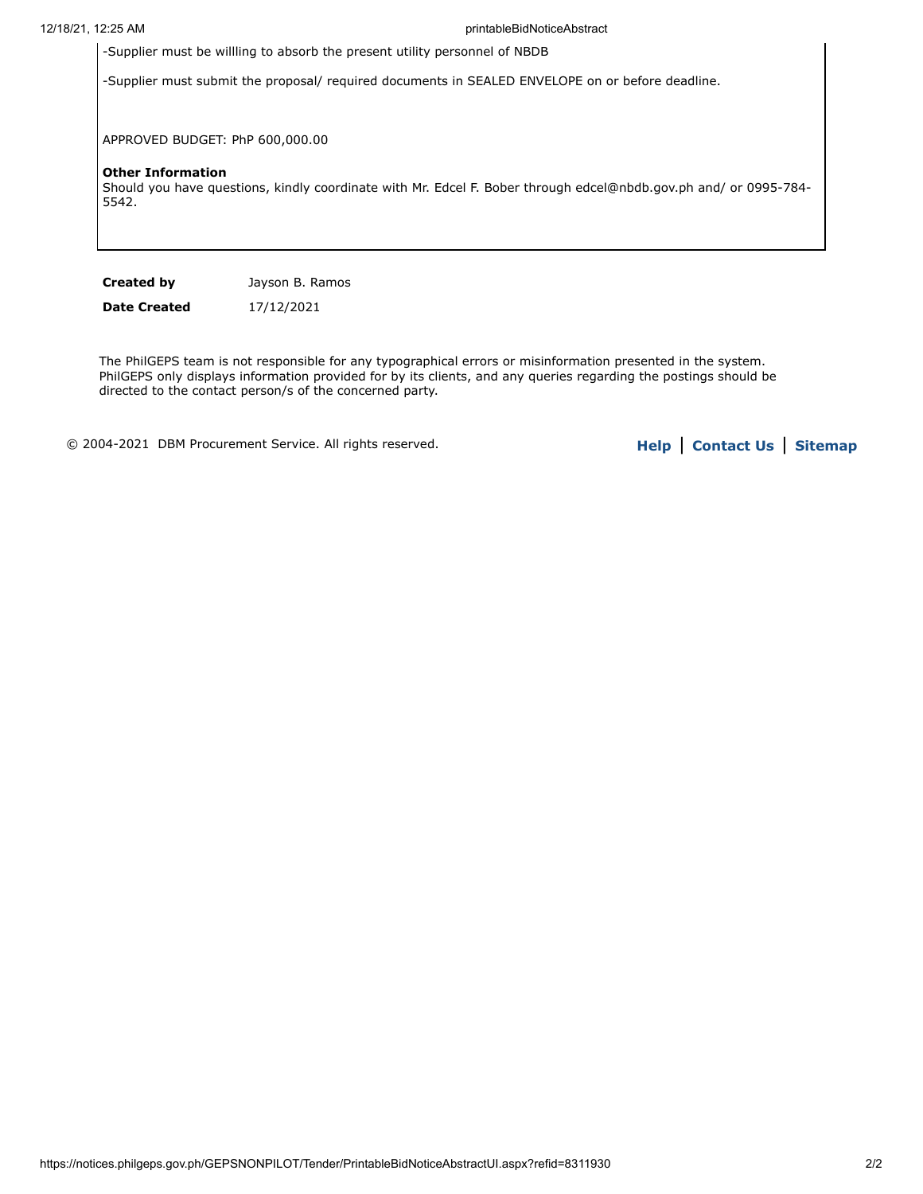-Supplier must be willling to absorb the present utility personnel of NBDB

-Supplier must submit the proposal/ required documents in SEALED ENVELOPE on or before deadline.

APPROVED BUDGET: PhP 600,000.00

**Other Information**

Should you have questions, kindly coordinate with Mr. Edcel F. Bober through edcel@nbdb.gov.ph and/ or 0995-784-5542.

| | |
|---|---|
| **Created by** | Jayson B. Ramos |
| **Date Created** | 17/12/2021 |

The PhilGEPS team is not responsible for any typographical errors or misinformation presented in the system. PhilGEPS only displays information provided for by its clients, and any queries regarding the postings should be directed to the contact person/s of the concerned party.

© 2004-2021 DBM Procurement Service. All rights reserved.

**Help** | **Contact Us** | **Sitemap**